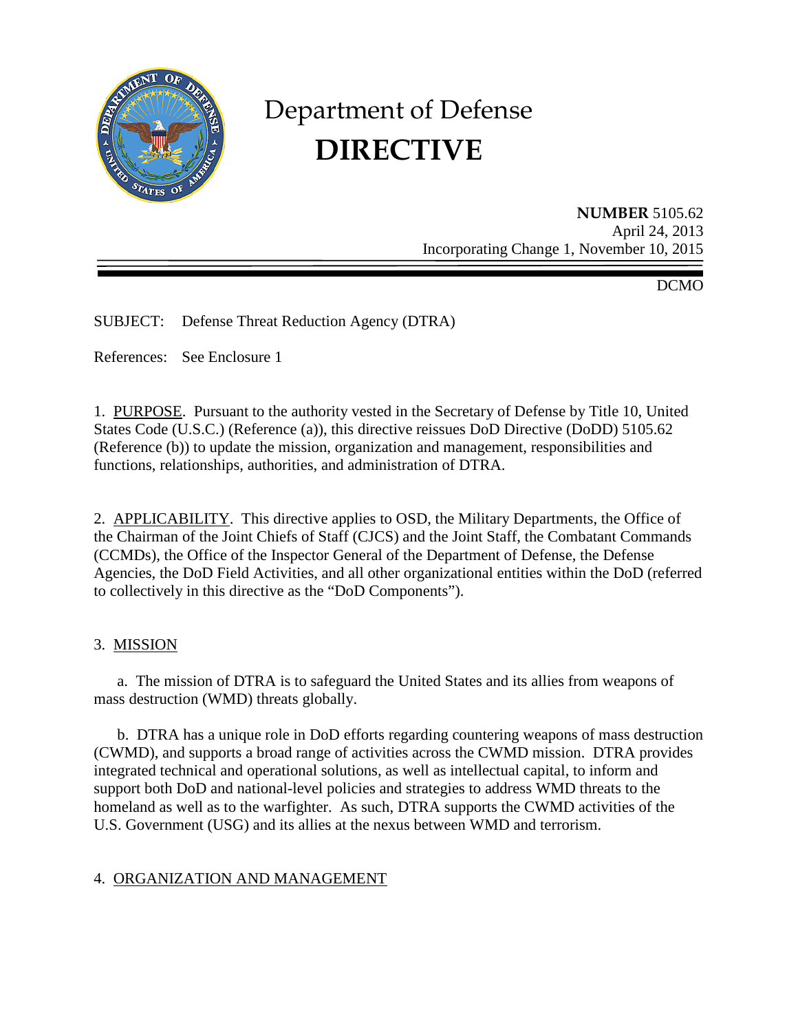# Department of Defense
# DIRECTIVE

**NUMBER** 5105.62
April 24, 2013
Incorporating Change 1, November 10, 2015

DCMO

SUBJECT: Defense Threat Reduction Agency (DTRA)

References: See Enclosure 1

1. PURPOSE. Pursuant to the authority vested in the Secretary of Defense by Title 10, United States Code (U.S.C.) (Reference (a)), this directive reissues DoD Directive (DoDD) 5105.62 (Reference (b)) to update the mission, organization and management, responsibilities and functions, relationships, authorities, and administration of DTRA.

2. APPLICABILITY. This directive applies to OSD, the Military Departments, the Office of the Chairman of the Joint Chiefs of Staff (CJCS) and the Joint Staff, the Combatant Commands (CCMDs), the Office of the Inspector General of the Department of Defense, the Defense Agencies, the DoD Field Activities, and all other organizational entities within the DoD (referred to collectively in this directive as the "DoD Components").

3. MISSION

a. The mission of DTRA is to safeguard the United States and its allies from weapons of mass destruction (WMD) threats globally.

b. DTRA has a unique role in DoD efforts regarding countering weapons of mass destruction (CWMD), and supports a broad range of activities across the CWMD mission. DTRA provides integrated technical and operational solutions, as well as intellectual capital, to inform and support both DoD and national-level policies and strategies to address WMD threats to the homeland as well as to the warfighter. As such, DTRA supports the CWMD activities of the U.S. Government (USG) and its allies at the nexus between WMD and terrorism.

4. ORGANIZATION AND MANAGEMENT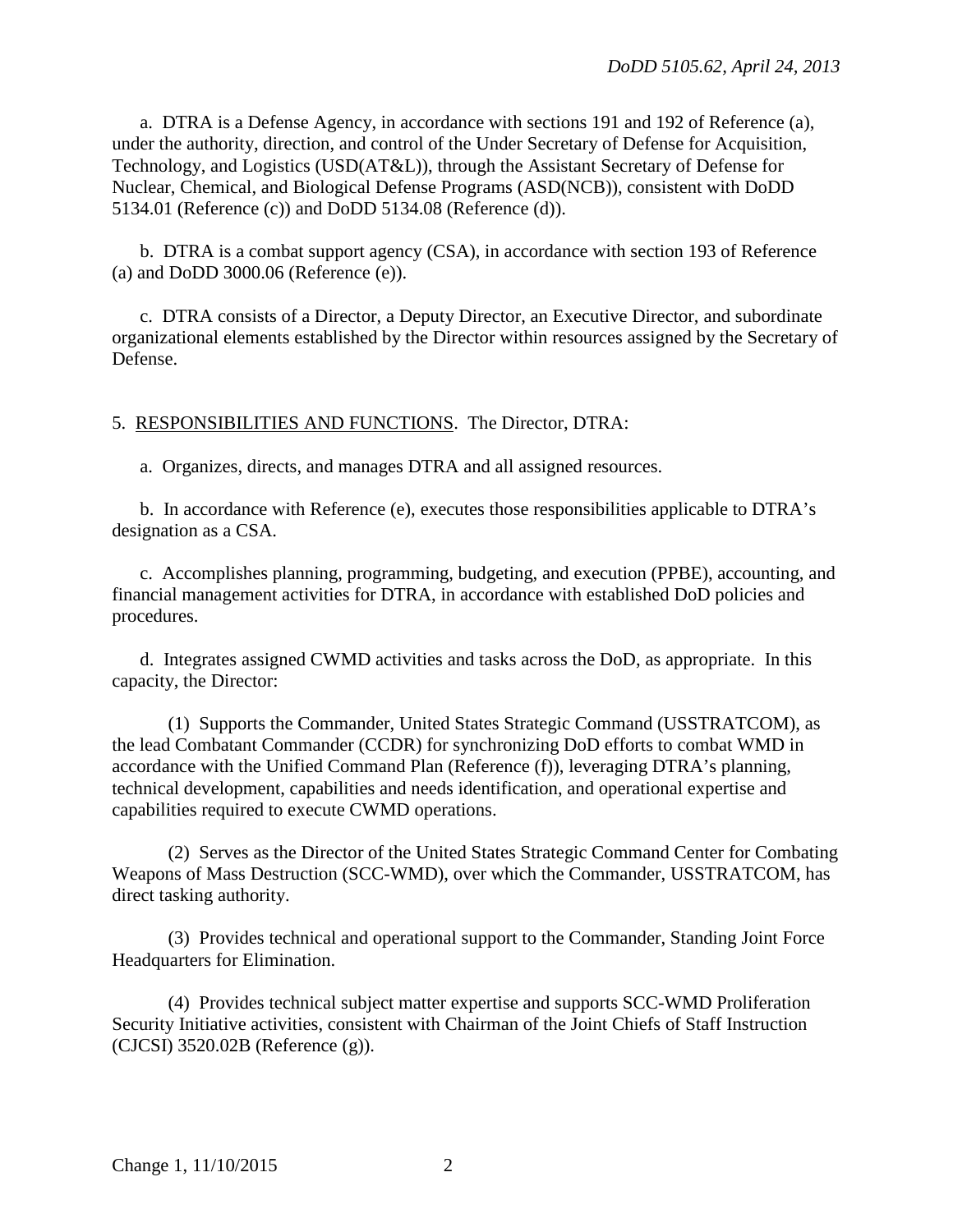a. DTRA is a Defense Agency, in accordance with sections 191 and 192 of Reference (a), under the authority, direction, and control of the Under Secretary of Defense for Acquisition, Technology, and Logistics (USD(AT&L)), through the Assistant Secretary of Defense for Nuclear, Chemical, and Biological Defense Programs (ASD(NCB)), consistent with DoDD 5134.01 (Reference (c)) and DoDD 5134.08 (Reference (d)).

b. DTRA is a combat support agency (CSA), in accordance with section 193 of Reference (a) and DoDD 3000.06 (Reference (e)).

c. DTRA consists of a Director, a Deputy Director, an Executive Director, and subordinate organizational elements established by the Director within resources assigned by the Secretary of Defense.

5. RESPONSIBILITIES AND FUNCTIONS. The Director, DTRA:

a. Organizes, directs, and manages DTRA and all assigned resources.

b. In accordance with Reference (e), executes those responsibilities applicable to DTRA's designation as a CSA.

c. Accomplishes planning, programming, budgeting, and execution (PPBE), accounting, and financial management activities for DTRA, in accordance with established DoD policies and procedures.

d. Integrates assigned CWMD activities and tasks across the DoD, as appropriate. In this capacity, the Director:

(1) Supports the Commander, United States Strategic Command (USSTRATCOM), as the lead Combatant Commander (CCDR) for synchronizing DoD efforts to combat WMD in accordance with the Unified Command Plan (Reference (f)), leveraging DTRA's planning, technical development, capabilities and needs identification, and operational expertise and capabilities required to execute CWMD operations.

(2) Serves as the Director of the United States Strategic Command Center for Combating Weapons of Mass Destruction (SCC-WMD), over which the Commander, USSTRATCOM, has direct tasking authority.

(3) Provides technical and operational support to the Commander, Standing Joint Force Headquarters for Elimination.

(4) Provides technical subject matter expertise and supports SCC-WMD Proliferation Security Initiative activities, consistent with Chairman of the Joint Chiefs of Staff Instruction (CJCSI) 3520.02B (Reference (g)).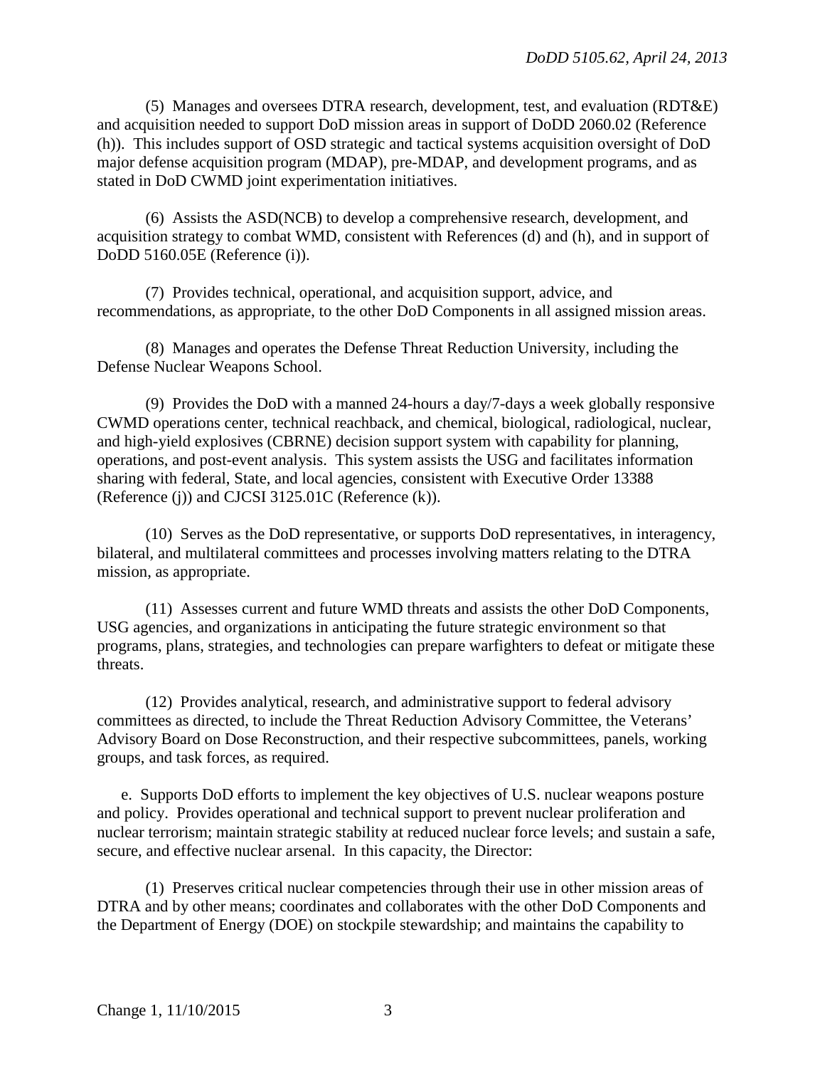(5) Manages and oversees DTRA research, development, test, and evaluation (RDT&E) and acquisition needed to support DoD mission areas in support of DoDD 2060.02 (Reference (h)). This includes support of OSD strategic and tactical systems acquisition oversight of DoD major defense acquisition program (MDAP), pre-MDAP, and development programs, and as stated in DoD CWMD joint experimentation initiatives.

(6) Assists the ASD(NCB) to develop a comprehensive research, development, and acquisition strategy to combat WMD, consistent with References (d) and (h), and in support of DoDD 5160.05E (Reference (i)).

(7) Provides technical, operational, and acquisition support, advice, and recommendations, as appropriate, to the other DoD Components in all assigned mission areas.

(8) Manages and operates the Defense Threat Reduction University, including the Defense Nuclear Weapons School.

(9) Provides the DoD with a manned 24-hours a day/7-days a week globally responsive CWMD operations center, technical reachback, and chemical, biological, radiological, nuclear, and high-yield explosives (CBRNE) decision support system with capability for planning, operations, and post-event analysis. This system assists the USG and facilitates information sharing with federal, State, and local agencies, consistent with Executive Order 13388 (Reference (j)) and CJCSI 3125.01C (Reference (k)).

(10) Serves as the DoD representative, or supports DoD representatives, in interagency, bilateral, and multilateral committees and processes involving matters relating to the DTRA mission, as appropriate.

(11) Assesses current and future WMD threats and assists the other DoD Components, USG agencies, and organizations in anticipating the future strategic environment so that programs, plans, strategies, and technologies can prepare warfighters to defeat or mitigate these threats.

(12) Provides analytical, research, and administrative support to federal advisory committees as directed, to include the Threat Reduction Advisory Committee, the Veterans' Advisory Board on Dose Reconstruction, and their respective subcommittees, panels, working groups, and task forces, as required.

e. Supports DoD efforts to implement the key objectives of U.S. nuclear weapons posture and policy. Provides operational and technical support to prevent nuclear proliferation and nuclear terrorism; maintain strategic stability at reduced nuclear force levels; and sustain a safe, secure, and effective nuclear arsenal. In this capacity, the Director:

(1) Preserves critical nuclear competencies through their use in other mission areas of DTRA and by other means; coordinates and collaborates with the other DoD Components and the Department of Energy (DOE) on stockpile stewardship; and maintains the capability to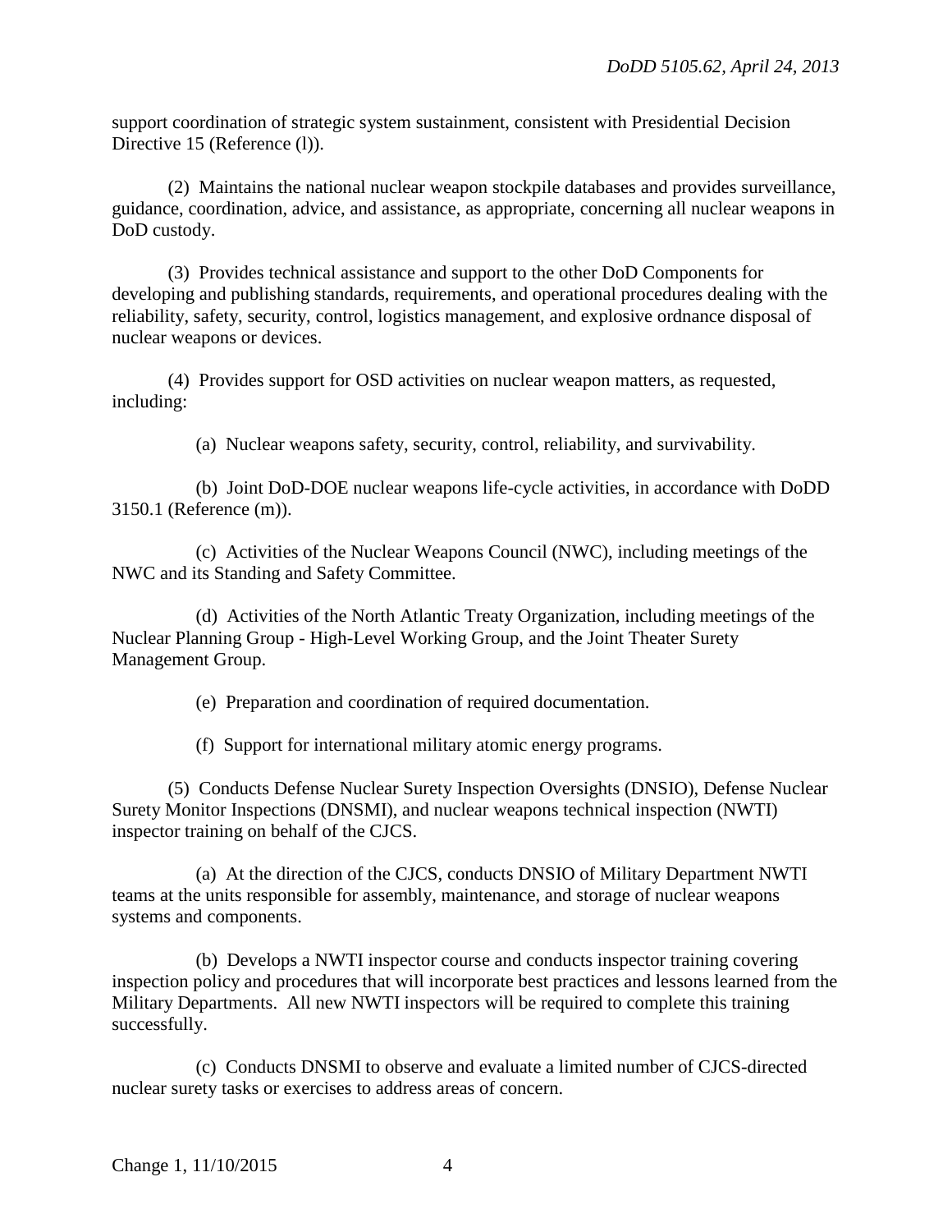support coordination of strategic system sustainment, consistent with Presidential Decision Directive 15 (Reference (l)).

(2) Maintains the national nuclear weapon stockpile databases and provides surveillance, guidance, coordination, advice, and assistance, as appropriate, concerning all nuclear weapons in DoD custody.

(3) Provides technical assistance and support to the other DoD Components for developing and publishing standards, requirements, and operational procedures dealing with the reliability, safety, security, control, logistics management, and explosive ordnance disposal of nuclear weapons or devices.

(4) Provides support for OSD activities on nuclear weapon matters, as requested, including:

(a) Nuclear weapons safety, security, control, reliability, and survivability.

(b) Joint DoD-DOE nuclear weapons life-cycle activities, in accordance with DoDD 3150.1 (Reference (m)).

(c) Activities of the Nuclear Weapons Council (NWC), including meetings of the NWC and its Standing and Safety Committee.

(d) Activities of the North Atlantic Treaty Organization, including meetings of the Nuclear Planning Group - High-Level Working Group, and the Joint Theater Surety Management Group.

(e) Preparation and coordination of required documentation.

(f) Support for international military atomic energy programs.

(5) Conducts Defense Nuclear Surety Inspection Oversights (DNSIO), Defense Nuclear Surety Monitor Inspections (DNSMI), and nuclear weapons technical inspection (NWTI) inspector training on behalf of the CJCS.

(a) At the direction of the CJCS, conducts DNSIO of Military Department NWTI teams at the units responsible for assembly, maintenance, and storage of nuclear weapons systems and components.

(b) Develops a NWTI inspector course and conducts inspector training covering inspection policy and procedures that will incorporate best practices and lessons learned from the Military Departments. All new NWTI inspectors will be required to complete this training successfully.

(c) Conducts DNSMI to observe and evaluate a limited number of CJCS-directed nuclear surety tasks or exercises to address areas of concern.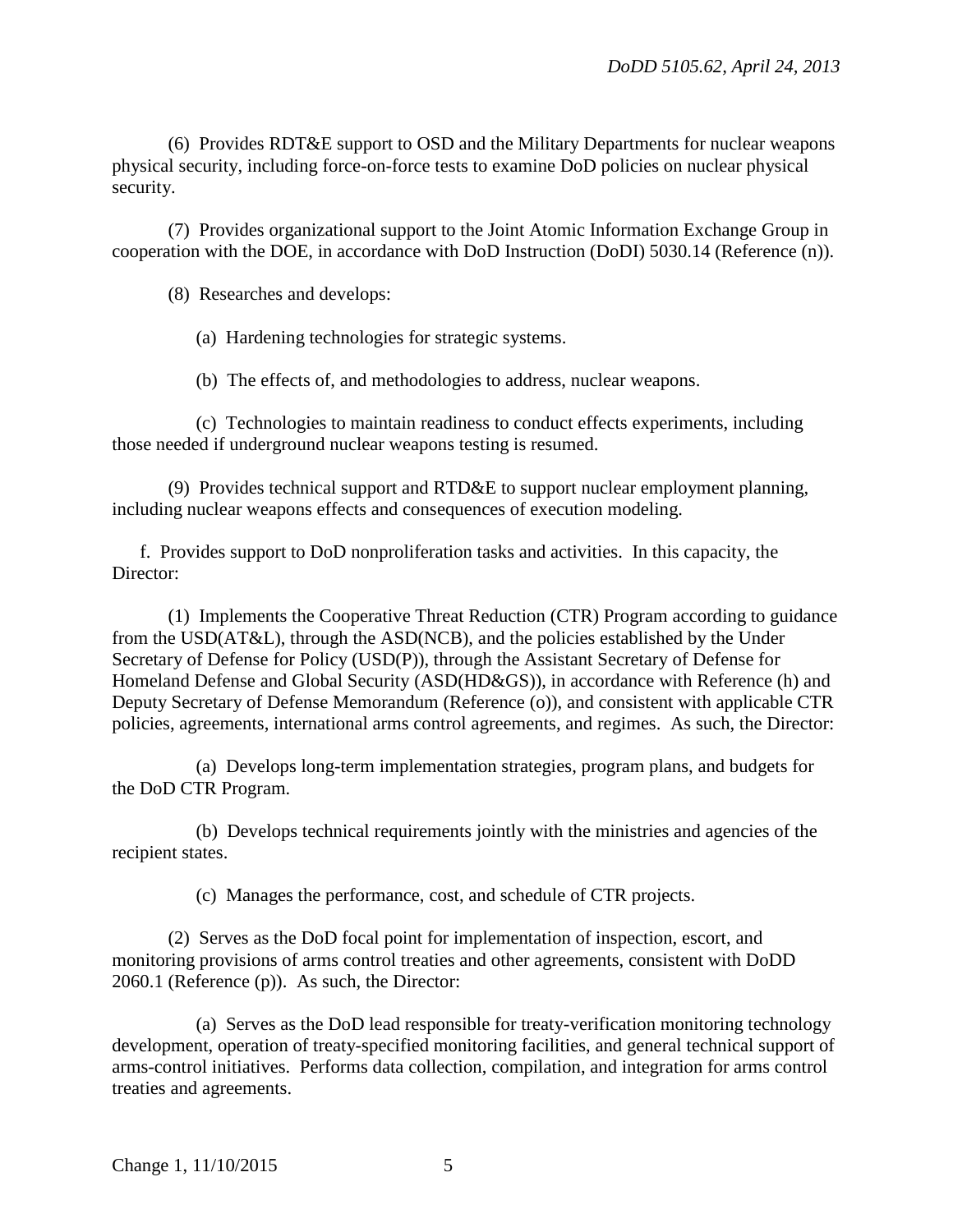(6) Provides RDT&E support to OSD and the Military Departments for nuclear weapons physical security, including force-on-force tests to examine DoD policies on nuclear physical security.

(7) Provides organizational support to the Joint Atomic Information Exchange Group in cooperation with the DOE, in accordance with DoD Instruction (DoDI) 5030.14 (Reference (n)).

(8) Researches and develops:

(a) Hardening technologies for strategic systems.

(b) The effects of, and methodologies to address, nuclear weapons.

(c) Technologies to maintain readiness to conduct effects experiments, including those needed if underground nuclear weapons testing is resumed.

(9) Provides technical support and RTD&E to support nuclear employment planning, including nuclear weapons effects and consequences of execution modeling.

f. Provides support to DoD nonproliferation tasks and activities. In this capacity, the Director:

(1) Implements the Cooperative Threat Reduction (CTR) Program according to guidance from the USD(AT&L), through the ASD(NCB), and the policies established by the Under Secretary of Defense for Policy (USD(P)), through the Assistant Secretary of Defense for Homeland Defense and Global Security (ASD(HD&GS)), in accordance with Reference (h) and Deputy Secretary of Defense Memorandum (Reference (o)), and consistent with applicable CTR policies, agreements, international arms control agreements, and regimes. As such, the Director:

(a) Develops long-term implementation strategies, program plans, and budgets for the DoD CTR Program.

(b) Develops technical requirements jointly with the ministries and agencies of the recipient states.

(c) Manages the performance, cost, and schedule of CTR projects.

(2) Serves as the DoD focal point for implementation of inspection, escort, and monitoring provisions of arms control treaties and other agreements, consistent with DoDD 2060.1 (Reference (p)). As such, the Director:

(a) Serves as the DoD lead responsible for treaty-verification monitoring technology development, operation of treaty-specified monitoring facilities, and general technical support of arms-control initiatives. Performs data collection, compilation, and integration for arms control treaties and agreements.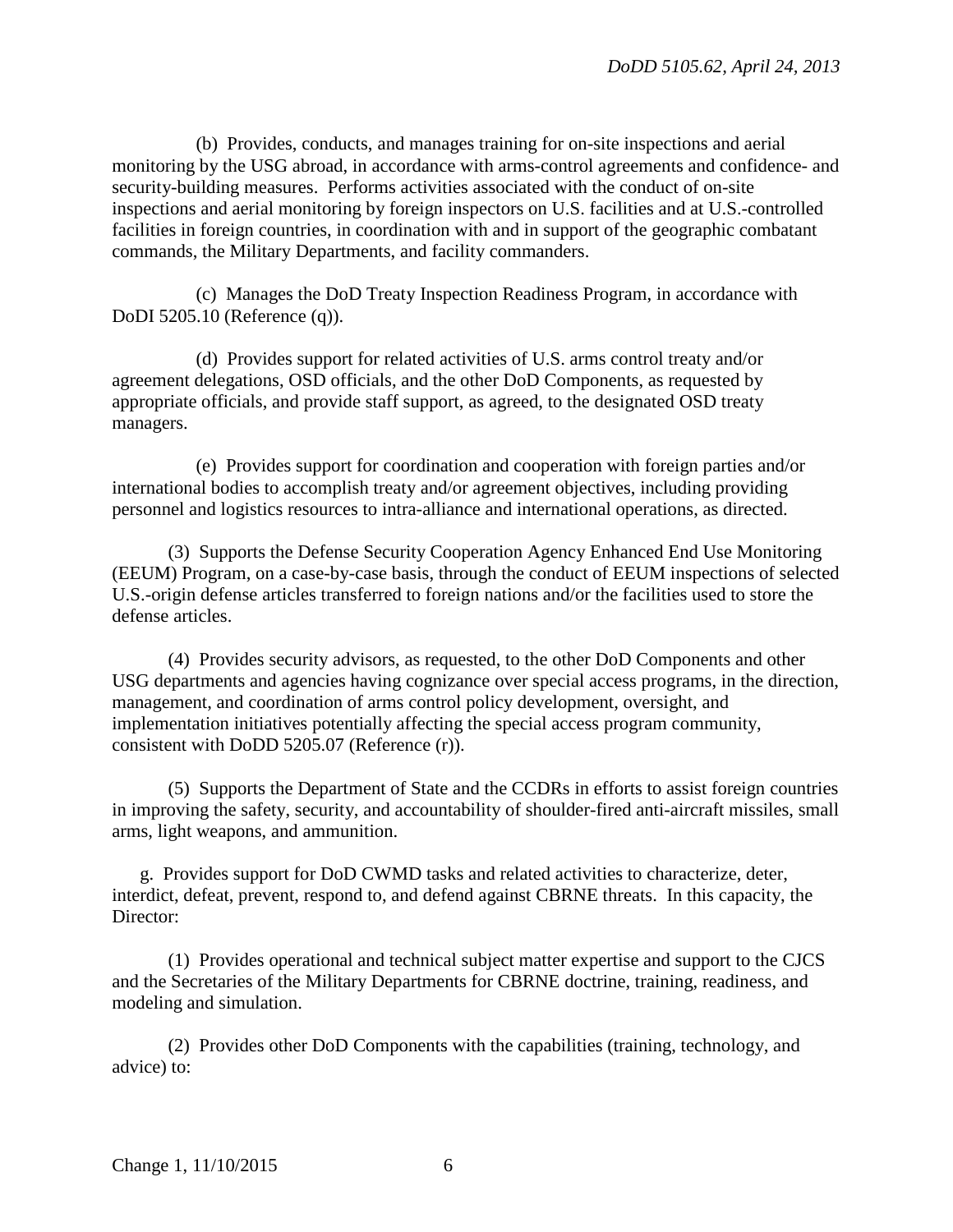(b) Provides, conducts, and manages training for on-site inspections and aerial monitoring by the USG abroad, in accordance with arms-control agreements and confidence- and security-building measures. Performs activities associated with the conduct of on-site inspections and aerial monitoring by foreign inspectors on U.S. facilities and at U.S.-controlled facilities in foreign countries, in coordination with and in support of the geographic combatant commands, the Military Departments, and facility commanders.

(c) Manages the DoD Treaty Inspection Readiness Program, in accordance with DoDI 5205.10 (Reference (q)).

(d) Provides support for related activities of U.S. arms control treaty and/or agreement delegations, OSD officials, and the other DoD Components, as requested by appropriate officials, and provide staff support, as agreed, to the designated OSD treaty managers.

(e) Provides support for coordination and cooperation with foreign parties and/or international bodies to accomplish treaty and/or agreement objectives, including providing personnel and logistics resources to intra-alliance and international operations, as directed.

(3) Supports the Defense Security Cooperation Agency Enhanced End Use Monitoring (EEUM) Program, on a case-by-case basis, through the conduct of EEUM inspections of selected U.S.-origin defense articles transferred to foreign nations and/or the facilities used to store the defense articles.

(4) Provides security advisors, as requested, to the other DoD Components and other USG departments and agencies having cognizance over special access programs, in the direction, management, and coordination of arms control policy development, oversight, and implementation initiatives potentially affecting the special access program community, consistent with DoDD 5205.07 (Reference (r)).

(5) Supports the Department of State and the CCDRs in efforts to assist foreign countries in improving the safety, security, and accountability of shoulder-fired anti-aircraft missiles, small arms, light weapons, and ammunition.

g. Provides support for DoD CWMD tasks and related activities to characterize, deter, interdict, defeat, prevent, respond to, and defend against CBRNE threats. In this capacity, the Director:

(1) Provides operational and technical subject matter expertise and support to the CJCS and the Secretaries of the Military Departments for CBRNE doctrine, training, readiness, and modeling and simulation.

(2) Provides other DoD Components with the capabilities (training, technology, and advice) to: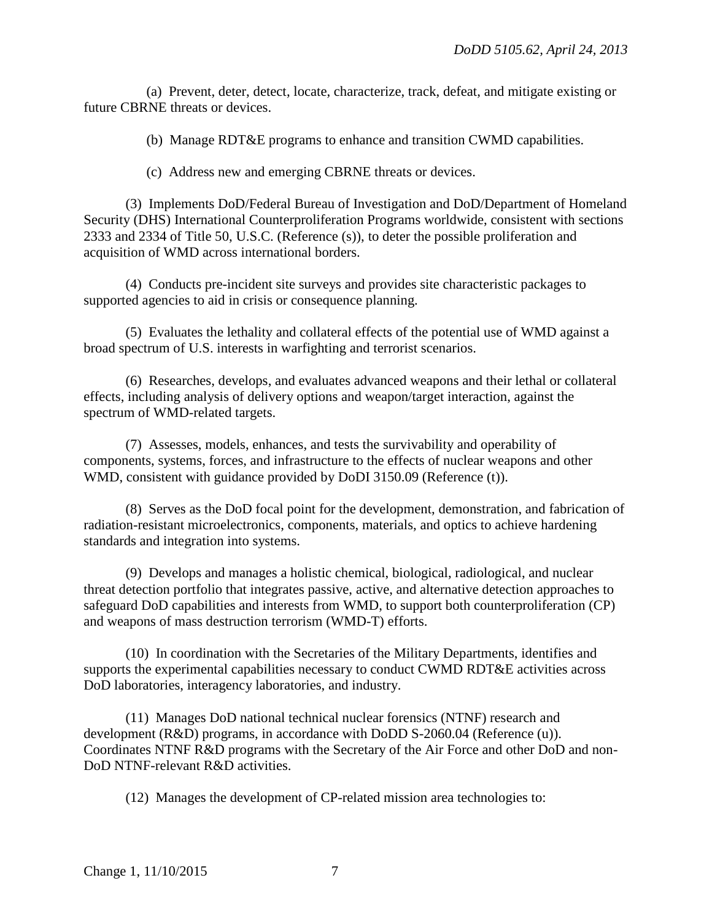(a) Prevent, deter, detect, locate, characterize, track, defeat, and mitigate existing or future CBRNE threats or devices.

(b) Manage RDT&E programs to enhance and transition CWMD capabilities.

(c) Address new and emerging CBRNE threats or devices.

(3) Implements DoD/Federal Bureau of Investigation and DoD/Department of Homeland Security (DHS) International Counterproliferation Programs worldwide, consistent with sections 2333 and 2334 of Title 50, U.S.C. (Reference (s)), to deter the possible proliferation and acquisition of WMD across international borders.

(4) Conducts pre-incident site surveys and provides site characteristic packages to supported agencies to aid in crisis or consequence planning.

(5) Evaluates the lethality and collateral effects of the potential use of WMD against a broad spectrum of U.S. interests in warfighting and terrorist scenarios.

(6) Researches, develops, and evaluates advanced weapons and their lethal or collateral effects, including analysis of delivery options and weapon/target interaction, against the spectrum of WMD-related targets.

(7) Assesses, models, enhances, and tests the survivability and operability of components, systems, forces, and infrastructure to the effects of nuclear weapons and other WMD, consistent with guidance provided by DoDI 3150.09 (Reference (t)).

(8) Serves as the DoD focal point for the development, demonstration, and fabrication of radiation-resistant microelectronics, components, materials, and optics to achieve hardening standards and integration into systems.

(9) Develops and manages a holistic chemical, biological, radiological, and nuclear threat detection portfolio that integrates passive, active, and alternative detection approaches to safeguard DoD capabilities and interests from WMD, to support both counterproliferation (CP) and weapons of mass destruction terrorism (WMD-T) efforts.

(10) In coordination with the Secretaries of the Military Departments, identifies and supports the experimental capabilities necessary to conduct CWMD RDT&E activities across DoD laboratories, interagency laboratories, and industry.

(11) Manages DoD national technical nuclear forensics (NTNF) research and development (R&D) programs, in accordance with DoDD S-2060.04 (Reference (u)). Coordinates NTNF R&D programs with the Secretary of the Air Force and other DoD and non-DoD NTNF-relevant R&D activities.

(12) Manages the development of CP-related mission area technologies to: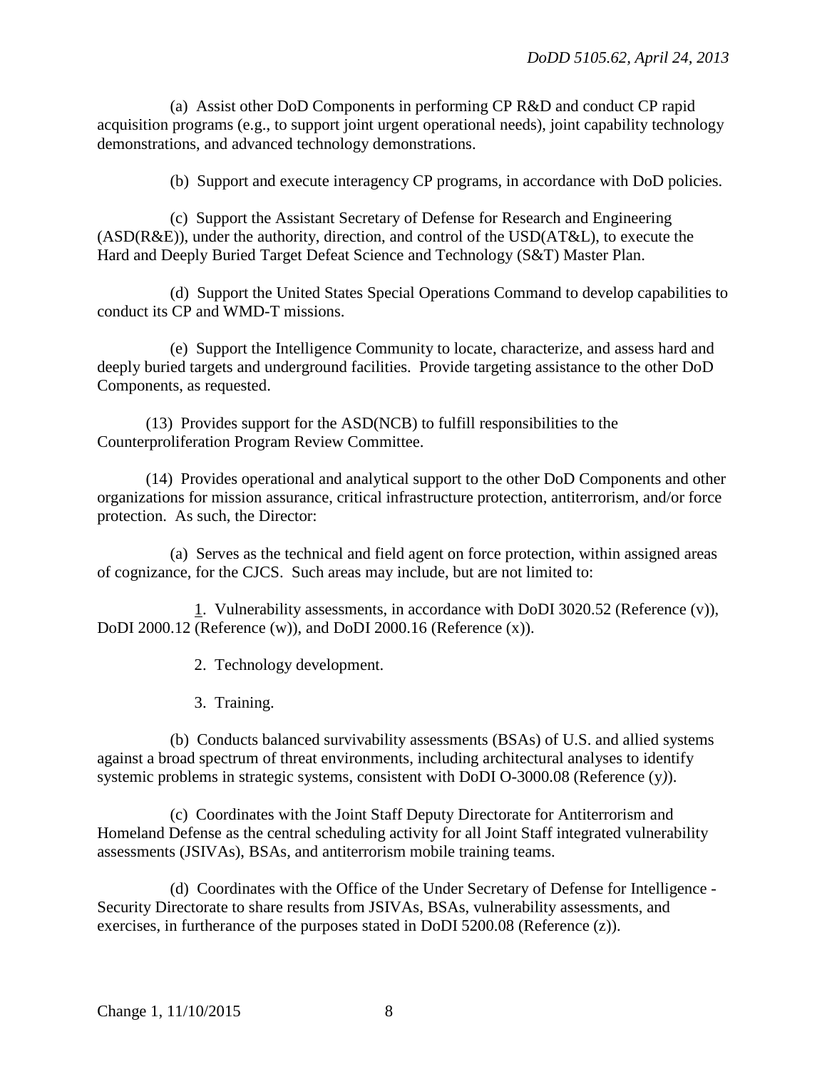(a) Assist other DoD Components in performing CP R&D and conduct CP rapid acquisition programs (e.g., to support joint urgent operational needs), joint capability technology demonstrations, and advanced technology demonstrations.

(b) Support and execute interagency CP programs, in accordance with DoD policies.

(c) Support the Assistant Secretary of Defense for Research and Engineering (ASD(R&E)), under the authority, direction, and control of the USD(AT&L), to execute the Hard and Deeply Buried Target Defeat Science and Technology (S&T) Master Plan.

(d) Support the United States Special Operations Command to develop capabilities to conduct its CP and WMD-T missions.

(e) Support the Intelligence Community to locate, characterize, and assess hard and deeply buried targets and underground facilities. Provide targeting assistance to the other DoD Components, as requested.

(13) Provides support for the ASD(NCB) to fulfill responsibilities to the Counterproliferation Program Review Committee.

(14) Provides operational and analytical support to the other DoD Components and other organizations for mission assurance, critical infrastructure protection, antiterrorism, and/or force protection. As such, the Director:

(a) Serves as the technical and field agent on force protection, within assigned areas of cognizance, for the CJCS. Such areas may include, but are not limited to:

1. Vulnerability assessments, in accordance with DoDI 3020.52 (Reference (v)), DoDI 2000.12 (Reference (w)), and DoDI 2000.16 (Reference (x)).

2. Technology development.

3. Training.

(b) Conducts balanced survivability assessments (BSAs) of U.S. and allied systems against a broad spectrum of threat environments, including architectural analyses to identify systemic problems in strategic systems, consistent with DoDI O-3000.08 (Reference (y)).

(c) Coordinates with the Joint Staff Deputy Directorate for Antiterrorism and Homeland Defense as the central scheduling activity for all Joint Staff integrated vulnerability assessments (JSIVAs), BSAs, and antiterrorism mobile training teams.

(d) Coordinates with the Office of the Under Secretary of Defense for Intelligence - Security Directorate to share results from JSIVAs, BSAs, vulnerability assessments, and exercises, in furtherance of the purposes stated in DoDI 5200.08 (Reference (z)).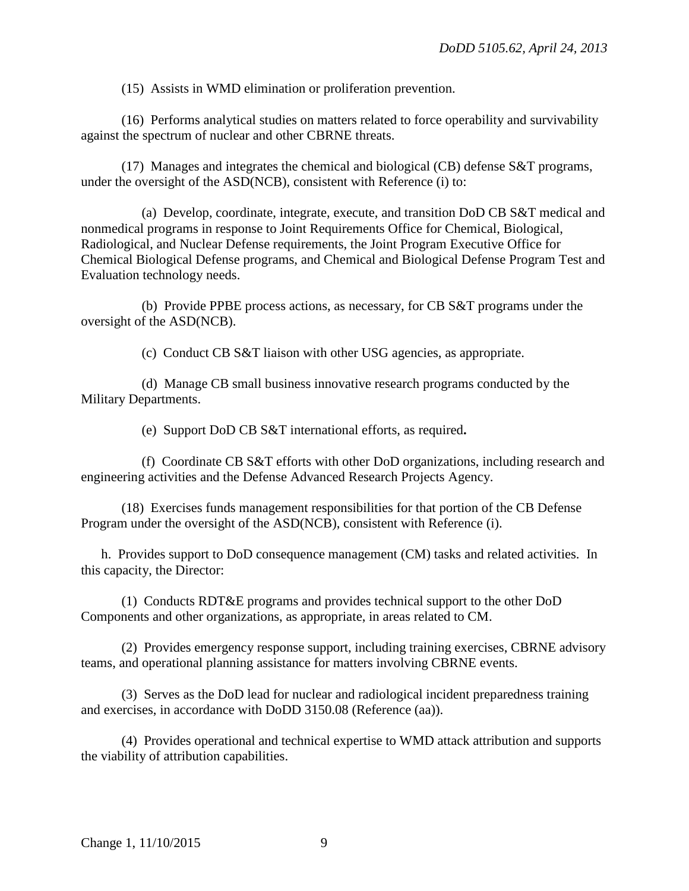(15) Assists in WMD elimination or proliferation prevention.

(16) Performs analytical studies on matters related to force operability and survivability against the spectrum of nuclear and other CBRNE threats.

(17) Manages and integrates the chemical and biological (CB) defense S&T programs, under the oversight of the ASD(NCB), consistent with Reference (i) to:

(a) Develop, coordinate, integrate, execute, and transition DoD CB S&T medical and nonmedical programs in response to Joint Requirements Office for Chemical, Biological, Radiological, and Nuclear Defense requirements, the Joint Program Executive Office for Chemical Biological Defense programs, and Chemical and Biological Defense Program Test and Evaluation technology needs.

(b) Provide PPBE process actions, as necessary, for CB S&T programs under the oversight of the ASD(NCB).

(c) Conduct CB S&T liaison with other USG agencies, as appropriate.

(d) Manage CB small business innovative research programs conducted by the Military Departments.

(e) Support DoD CB S&T international efforts, as required**.**

(f) Coordinate CB S&T efforts with other DoD organizations, including research and engineering activities and the Defense Advanced Research Projects Agency.

(18) Exercises funds management responsibilities for that portion of the CB Defense Program under the oversight of the ASD(NCB), consistent with Reference (i).

h. Provides support to DoD consequence management (CM) tasks and related activities. In this capacity, the Director:

(1) Conducts RDT&E programs and provides technical support to the other DoD Components and other organizations, as appropriate, in areas related to CM.

(2) Provides emergency response support, including training exercises, CBRNE advisory teams, and operational planning assistance for matters involving CBRNE events.

(3) Serves as the DoD lead for nuclear and radiological incident preparedness training and exercises, in accordance with DoDD 3150.08 (Reference (aa)).

(4) Provides operational and technical expertise to WMD attack attribution and supports the viability of attribution capabilities.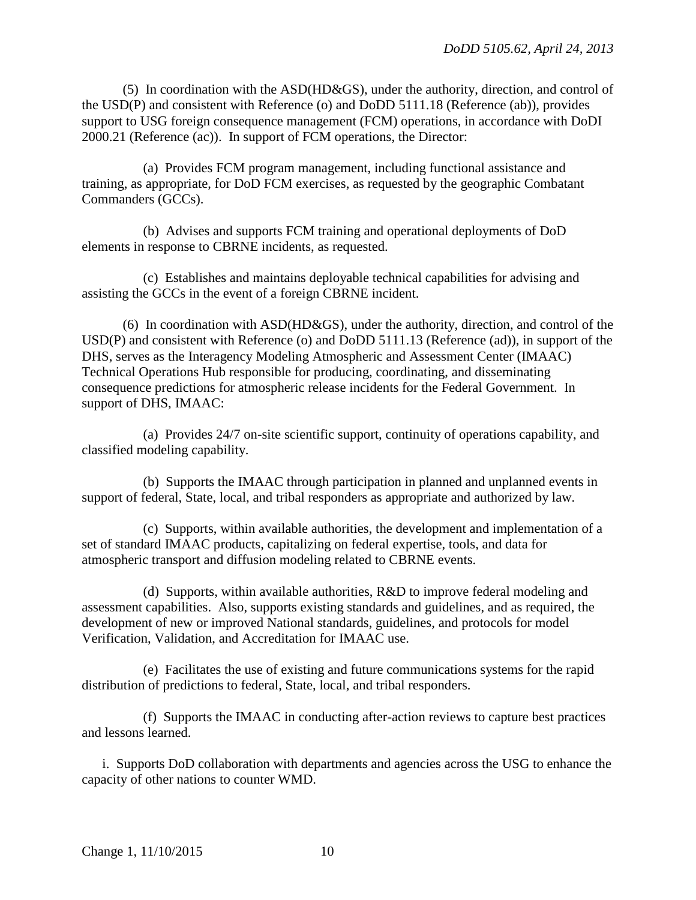(5) In coordination with the ASD(HD&GS), under the authority, direction, and control of the USD(P) and consistent with Reference (o) and DoDD 5111.18 (Reference (ab)), provides support to USG foreign consequence management (FCM) operations, in accordance with DoDI 2000.21 (Reference (ac)). In support of FCM operations, the Director:

(a) Provides FCM program management, including functional assistance and training, as appropriate, for DoD FCM exercises, as requested by the geographic Combatant Commanders (GCCs).

(b) Advises and supports FCM training and operational deployments of DoD elements in response to CBRNE incidents, as requested.

(c) Establishes and maintains deployable technical capabilities for advising and assisting the GCCs in the event of a foreign CBRNE incident.

(6) In coordination with ASD(HD&GS), under the authority, direction, and control of the USD(P) and consistent with Reference (o) and DoDD 5111.13 (Reference (ad)), in support of the DHS, serves as the Interagency Modeling Atmospheric and Assessment Center (IMAAC) Technical Operations Hub responsible for producing, coordinating, and disseminating consequence predictions for atmospheric release incidents for the Federal Government. In support of DHS, IMAAC:

(a) Provides 24/7 on-site scientific support, continuity of operations capability, and classified modeling capability.

(b) Supports the IMAAC through participation in planned and unplanned events in support of federal, State, local, and tribal responders as appropriate and authorized by law.

(c) Supports, within available authorities, the development and implementation of a set of standard IMAAC products, capitalizing on federal expertise, tools, and data for atmospheric transport and diffusion modeling related to CBRNE events.

(d) Supports, within available authorities, R&D to improve federal modeling and assessment capabilities. Also, supports existing standards and guidelines, and as required, the development of new or improved National standards, guidelines, and protocols for model Verification, Validation, and Accreditation for IMAAC use.

(e) Facilitates the use of existing and future communications systems for the rapid distribution of predictions to federal, State, local, and tribal responders.

(f) Supports the IMAAC in conducting after-action reviews to capture best practices and lessons learned.

i. Supports DoD collaboration with departments and agencies across the USG to enhance the capacity of other nations to counter WMD.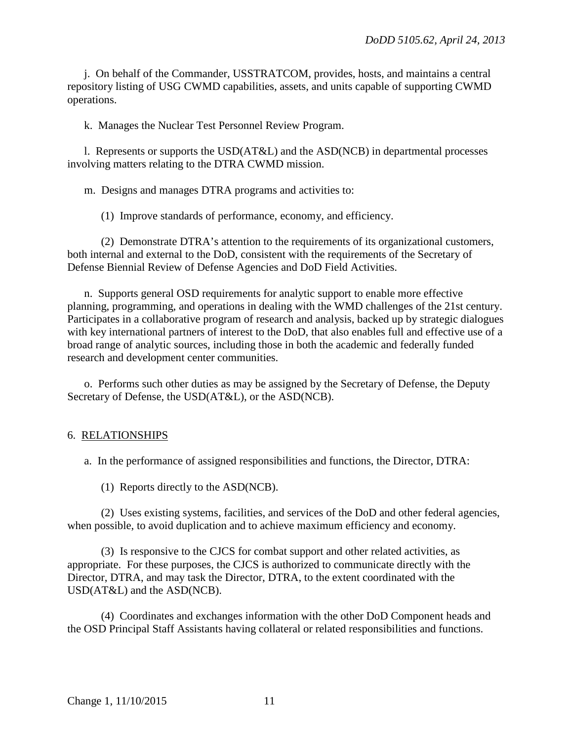j. On behalf of the Commander, USSTRATCOM, provides, hosts, and maintains a central repository listing of USG CWMD capabilities, assets, and units capable of supporting CWMD operations.

k. Manages the Nuclear Test Personnel Review Program.

l. Represents or supports the USD(AT&L) and the ASD(NCB) in departmental processes involving matters relating to the DTRA CWMD mission.

m. Designs and manages DTRA programs and activities to:

(1) Improve standards of performance, economy, and efficiency.

(2) Demonstrate DTRA's attention to the requirements of its organizational customers, both internal and external to the DoD, consistent with the requirements of the Secretary of Defense Biennial Review of Defense Agencies and DoD Field Activities.

n. Supports general OSD requirements for analytic support to enable more effective planning, programming, and operations in dealing with the WMD challenges of the 21st century. Participates in a collaborative program of research and analysis, backed up by strategic dialogues with key international partners of interest to the DoD, that also enables full and effective use of a broad range of analytic sources, including those in both the academic and federally funded research and development center communities.

o. Performs such other duties as may be assigned by the Secretary of Defense, the Deputy Secretary of Defense, the USD(AT&L), or the ASD(NCB).

## 6. RELATIONSHIPS

a. In the performance of assigned responsibilities and functions, the Director, DTRA:

(1) Reports directly to the ASD(NCB).

(2) Uses existing systems, facilities, and services of the DoD and other federal agencies, when possible, to avoid duplication and to achieve maximum efficiency and economy.

(3) Is responsive to the CJCS for combat support and other related activities, as appropriate. For these purposes, the CJCS is authorized to communicate directly with the Director, DTRA, and may task the Director, DTRA, to the extent coordinated with the USD(AT&L) and the ASD(NCB).

(4) Coordinates and exchanges information with the other DoD Component heads and the OSD Principal Staff Assistants having collateral or related responsibilities and functions.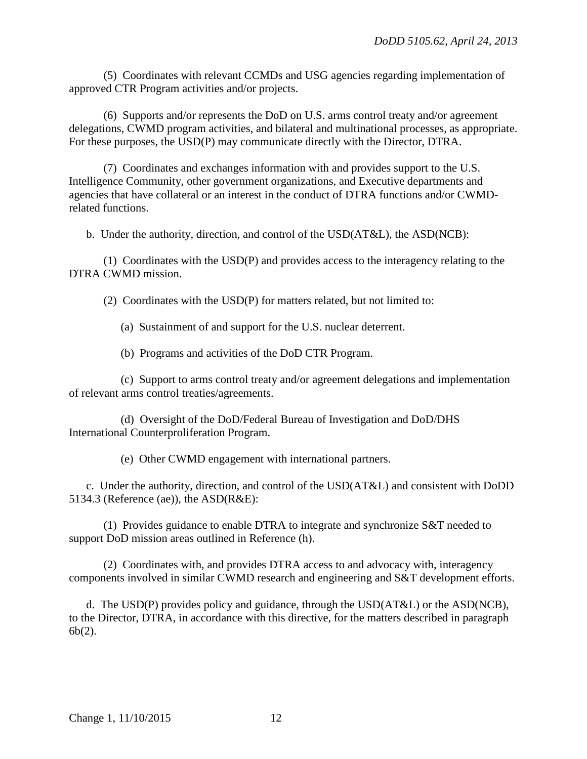(5) Coordinates with relevant CCMDs and USG agencies regarding implementation of approved CTR Program activities and/or projects.

(6) Supports and/or represents the DoD on U.S. arms control treaty and/or agreement delegations, CWMD program activities, and bilateral and multinational processes, as appropriate. For these purposes, the USD(P) may communicate directly with the Director, DTRA.

(7) Coordinates and exchanges information with and provides support to the U.S. Intelligence Community, other government organizations, and Executive departments and agencies that have collateral or an interest in the conduct of DTRA functions and/or CWMD-related functions.

b. Under the authority, direction, and control of the USD(AT&L), the ASD(NCB):

(1) Coordinates with the USD(P) and provides access to the interagency relating to the DTRA CWMD mission.

(2) Coordinates with the USD(P) for matters related, but not limited to:

(a) Sustainment of and support for the U.S. nuclear deterrent.

(b) Programs and activities of the DoD CTR Program.

(c) Support to arms control treaty and/or agreement delegations and implementation of relevant arms control treaties/agreements.

(d) Oversight of the DoD/Federal Bureau of Investigation and DoD/DHS International Counterproliferation Program.

(e) Other CWMD engagement with international partners.

c. Under the authority, direction, and control of the USD(AT&L) and consistent with DoDD 5134.3 (Reference (ae)), the ASD(R&E):

(1) Provides guidance to enable DTRA to integrate and synchronize S&T needed to support DoD mission areas outlined in Reference (h).

(2) Coordinates with, and provides DTRA access to and advocacy with, interagency components involved in similar CWMD research and engineering and S&T development efforts.

d. The USD(P) provides policy and guidance, through the USD(AT&L) or the ASD(NCB), to the Director, DTRA, in accordance with this directive, for the matters described in paragraph 6b(2).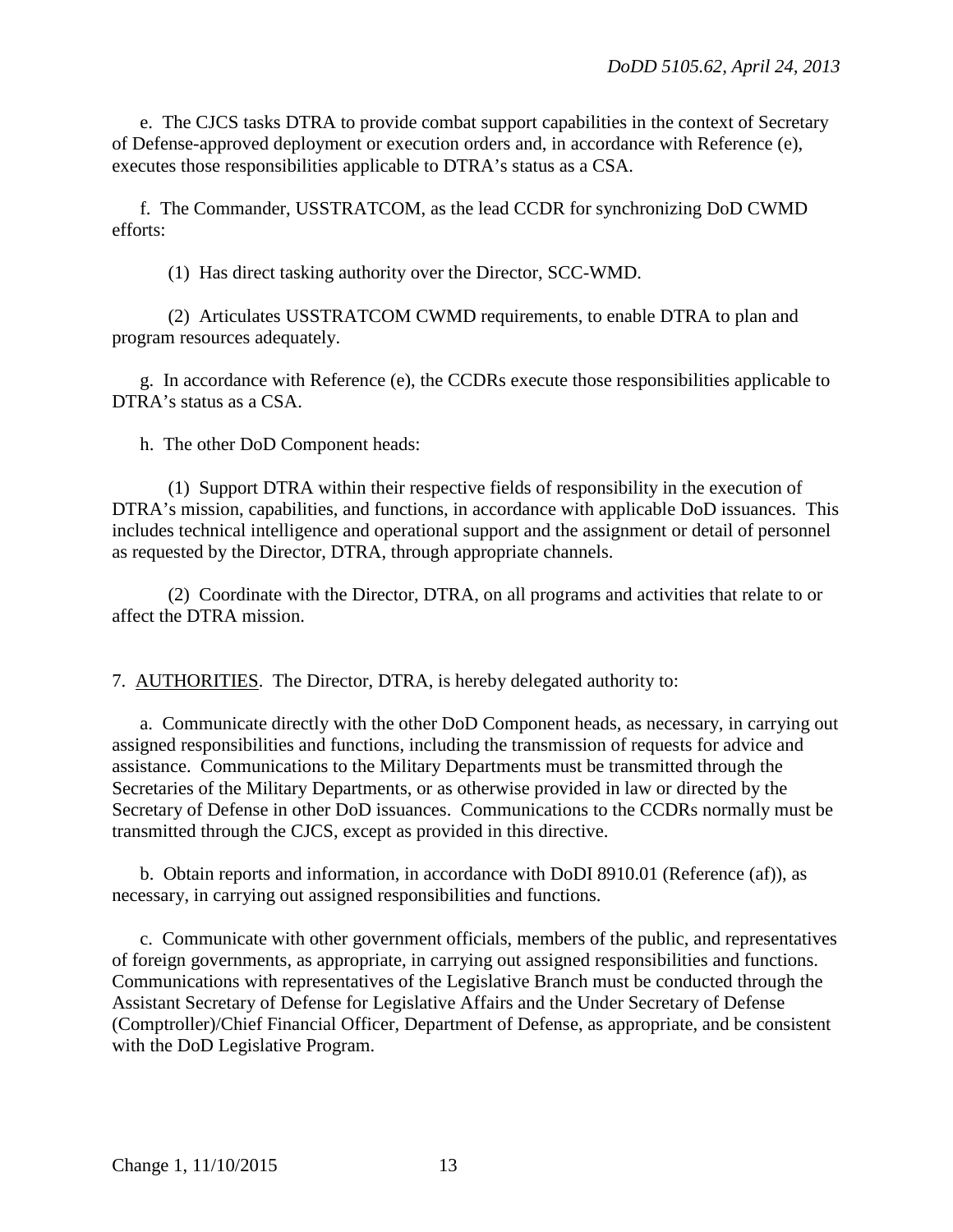e. The CJCS tasks DTRA to provide combat support capabilities in the context of Secretary of Defense-approved deployment or execution orders and, in accordance with Reference (e), executes those responsibilities applicable to DTRA's status as a CSA.

f. The Commander, USSTRATCOM, as the lead CCDR for synchronizing DoD CWMD efforts:

(1) Has direct tasking authority over the Director, SCC-WMD.

(2) Articulates USSTRATCOM CWMD requirements, to enable DTRA to plan and program resources adequately.

g. In accordance with Reference (e), the CCDRs execute those responsibilities applicable to DTRA's status as a CSA.

h. The other DoD Component heads:

(1) Support DTRA within their respective fields of responsibility in the execution of DTRA's mission, capabilities, and functions, in accordance with applicable DoD issuances. This includes technical intelligence and operational support and the assignment or detail of personnel as requested by the Director, DTRA, through appropriate channels.

(2) Coordinate with the Director, DTRA, on all programs and activities that relate to or affect the DTRA mission.

7. AUTHORITIES. The Director, DTRA, is hereby delegated authority to:

a. Communicate directly with the other DoD Component heads, as necessary, in carrying out assigned responsibilities and functions, including the transmission of requests for advice and assistance. Communications to the Military Departments must be transmitted through the Secretaries of the Military Departments, or as otherwise provided in law or directed by the Secretary of Defense in other DoD issuances. Communications to the CCDRs normally must be transmitted through the CJCS, except as provided in this directive.

b. Obtain reports and information, in accordance with DoDI 8910.01 (Reference (af)), as necessary, in carrying out assigned responsibilities and functions.

c. Communicate with other government officials, members of the public, and representatives of foreign governments, as appropriate, in carrying out assigned responsibilities and functions. Communications with representatives of the Legislative Branch must be conducted through the Assistant Secretary of Defense for Legislative Affairs and the Under Secretary of Defense (Comptroller)/Chief Financial Officer, Department of Defense, as appropriate, and be consistent with the DoD Legislative Program.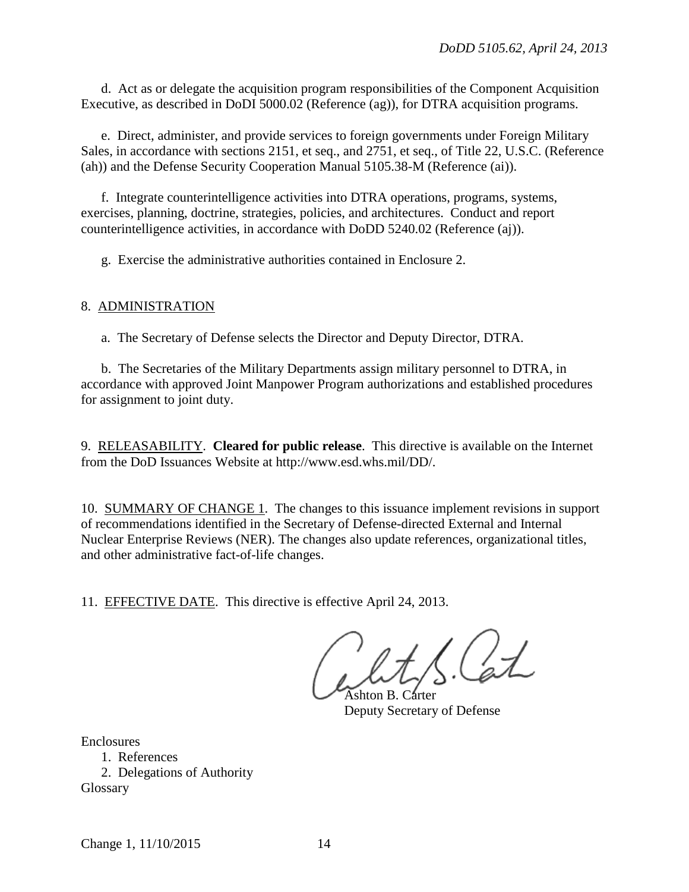d. Act as or delegate the acquisition program responsibilities of the Component Acquisition Executive, as described in DoDI 5000.02 (Reference (ag)), for DTRA acquisition programs.

e. Direct, administer, and provide services to foreign governments under Foreign Military Sales, in accordance with sections 2151, et seq., and 2751, et seq., of Title 22, U.S.C. (Reference (ah)) and the Defense Security Cooperation Manual 5105.38-M (Reference (ai)).

f. Integrate counterintelligence activities into DTRA operations, programs, systems, exercises, planning, doctrine, strategies, policies, and architectures. Conduct and report counterintelligence activities, in accordance with DoDD 5240.02 (Reference (aj)).

g. Exercise the administrative authorities contained in Enclosure 2.

8. ADMINISTRATION

a. The Secretary of Defense selects the Director and Deputy Director, DTRA.

b. The Secretaries of the Military Departments assign military personnel to DTRA, in accordance with approved Joint Manpower Program authorizations and established procedures for assignment to joint duty.

9. RELEASABILITY. **Cleared for public release**. This directive is available on the Internet from the DoD Issuances Website at http://www.esd.whs.mil/DD/.

10. SUMMARY OF CHANGE 1. The changes to this issuance implement revisions in support of recommendations identified in the Secretary of Defense-directed External and Internal Nuclear Enterprise Reviews (NER). The changes also update references, organizational titles, and other administrative fact-of-life changes.

11. EFFECTIVE DATE. This directive is effective April 24, 2013.

Ashton B. Carter
Deputy Secretary of Defense

Enclosures
1. References
2. Delegations of Authority
Glossary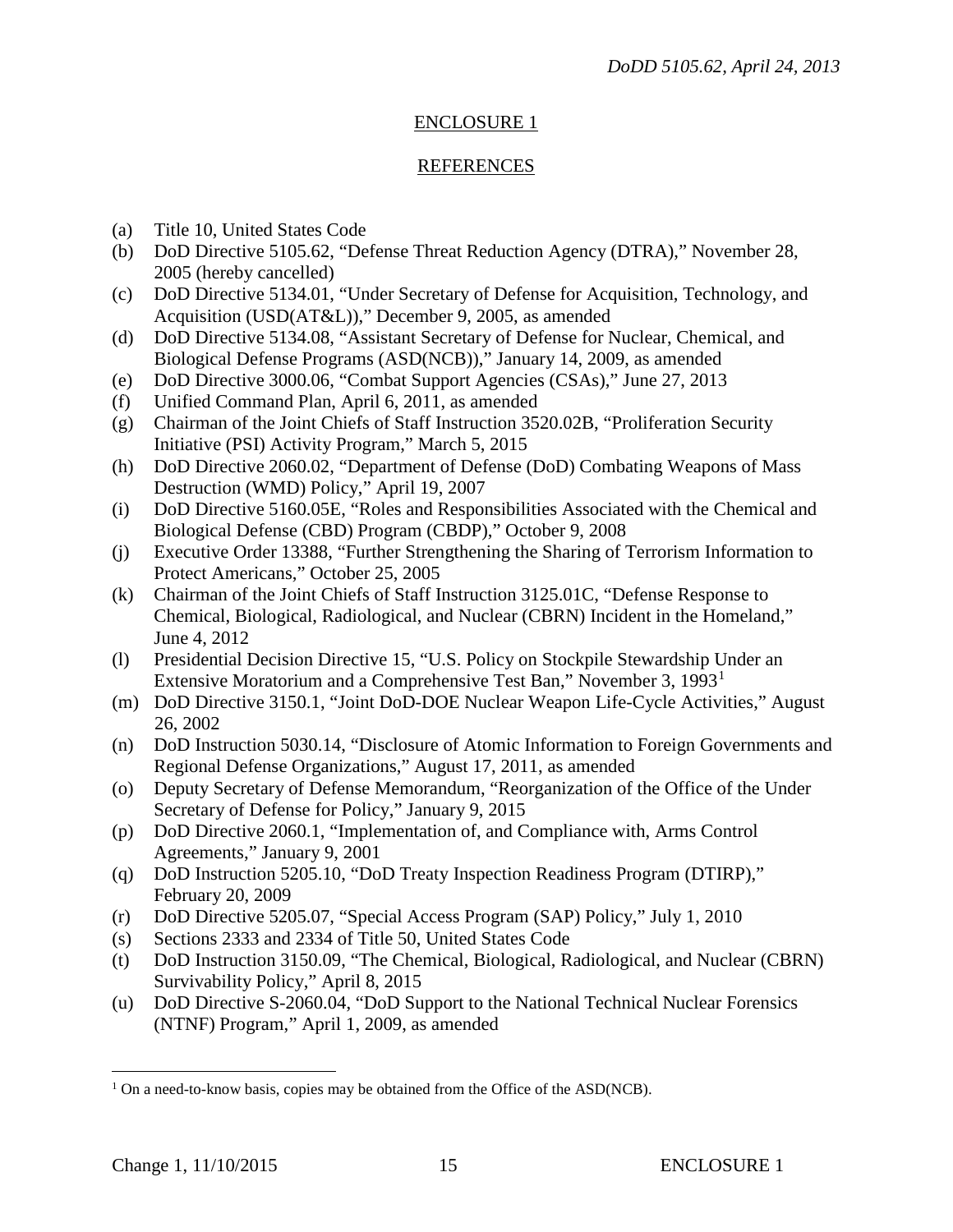## ENCLOSURE 1

## REFERENCES

(a) Title 10, United States Code
(b) DoD Directive 5105.62, "Defense Threat Reduction Agency (DTRA)," November 28, 2005 (hereby cancelled)
(c) DoD Directive 5134.01, "Under Secretary of Defense for Acquisition, Technology, and Acquisition (USD(AT&L))," December 9, 2005, as amended
(d) DoD Directive 5134.08, "Assistant Secretary of Defense for Nuclear, Chemical, and Biological Defense Programs (ASD(NCB))," January 14, 2009, as amended
(e) DoD Directive 3000.06, "Combat Support Agencies (CSAs)," June 27, 2013
(f) Unified Command Plan, April 6, 2011, as amended
(g) Chairman of the Joint Chiefs of Staff Instruction 3520.02B, "Proliferation Security Initiative (PSI) Activity Program," March 5, 2015
(h) DoD Directive 2060.02, "Department of Defense (DoD) Combating Weapons of Mass Destruction (WMD) Policy," April 19, 2007
(i) DoD Directive 5160.05E, "Roles and Responsibilities Associated with the Chemical and Biological Defense (CBD) Program (CBDP)," October 9, 2008
(j) Executive Order 13388, "Further Strengthening the Sharing of Terrorism Information to Protect Americans," October 25, 2005
(k) Chairman of the Joint Chiefs of Staff Instruction 3125.01C, "Defense Response to Chemical, Biological, Radiological, and Nuclear (CBRN) Incident in the Homeland," June 4, 2012
(l) Presidential Decision Directive 15, "U.S. Policy on Stockpile Stewardship Under an Extensive Moratorium and a Comprehensive Test Ban," November 3, 1993[1]
(m) DoD Directive 3150.1, "Joint DoD-DOE Nuclear Weapon Life-Cycle Activities," August 26, 2002
(n) DoD Instruction 5030.14, "Disclosure of Atomic Information to Foreign Governments and Regional Defense Organizations," August 17, 2011, as amended
(o) Deputy Secretary of Defense Memorandum, "Reorganization of the Office of the Under Secretary of Defense for Policy," January 9, 2015
(p) DoD Directive 2060.1, "Implementation of, and Compliance with, Arms Control Agreements," January 9, 2001
(q) DoD Instruction 5205.10, "DoD Treaty Inspection Readiness Program (DTIRP)," February 20, 2009
(r) DoD Directive 5205.07, "Special Access Program (SAP) Policy," July 1, 2010
(s) Sections 2333 and 2334 of Title 50, United States Code
(t) DoD Instruction 3150.09, "The Chemical, Biological, Radiological, and Nuclear (CBRN) Survivability Policy," April 8, 2015
(u) DoD Directive S-2060.04, "DoD Support to the National Technical Nuclear Forensics (NTNF) Program," April 1, 2009, as amended

[1] On a need-to-know basis, copies may be obtained from the Office of the ASD(NCB).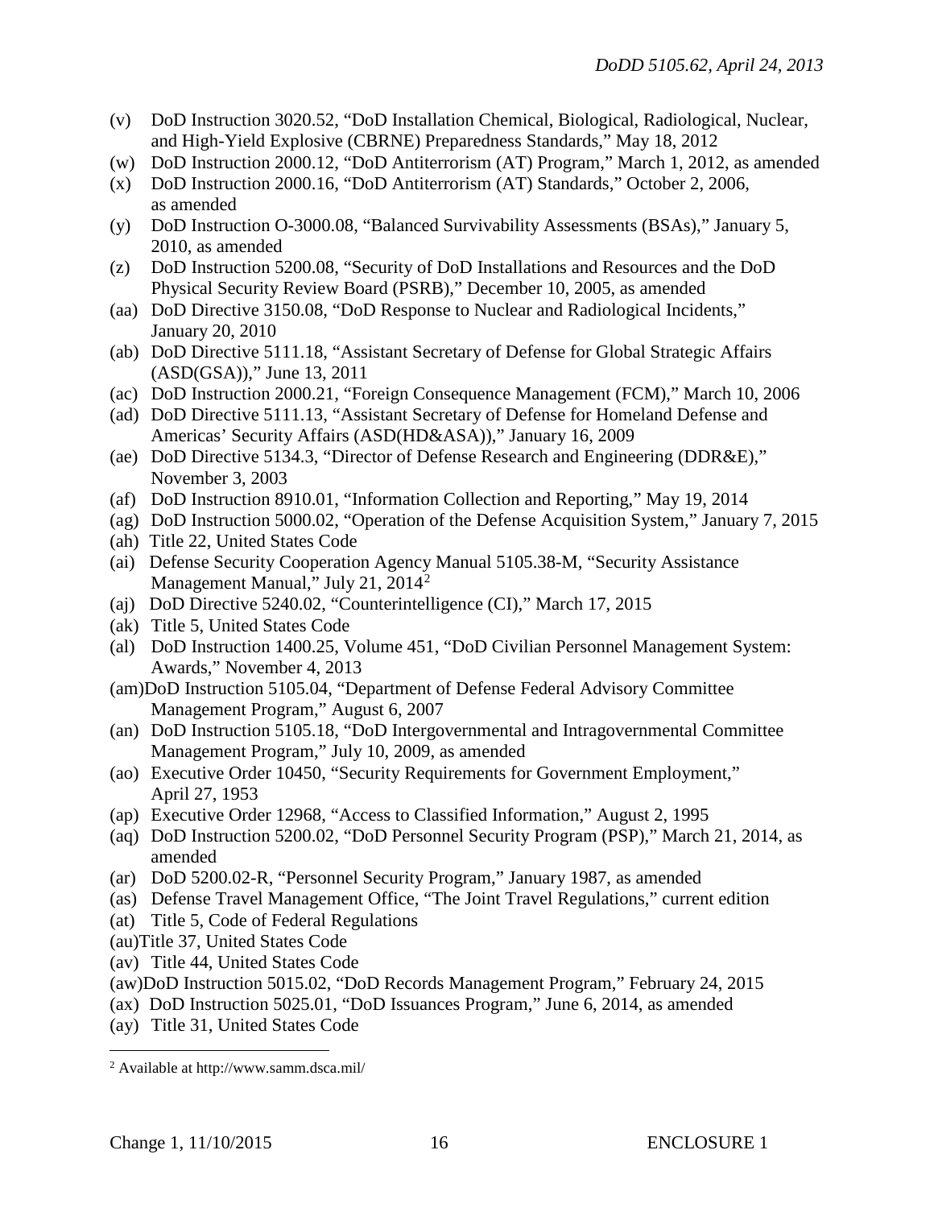(v) DoD Instruction 3020.52, "DoD Installation Chemical, Biological, Radiological, Nuclear, and High-Yield Explosive (CBRNE) Preparedness Standards," May 18, 2012

(w) DoD Instruction 2000.12, "DoD Antiterrorism (AT) Program," March 1, 2012, as amended

(x) DoD Instruction 2000.16, "DoD Antiterrorism (AT) Standards," October 2, 2006, as amended

(y) DoD Instruction O-3000.08, "Balanced Survivability Assessments (BSAs)," January 5, 2010, as amended

(z) DoD Instruction 5200.08, "Security of DoD Installations and Resources and the DoD Physical Security Review Board (PSRB)," December 10, 2005, as amended

(aa) DoD Directive 3150.08, "DoD Response to Nuclear and Radiological Incidents," January 20, 2010

(ab) DoD Directive 5111.18, "Assistant Secretary of Defense for Global Strategic Affairs (ASD(GSA))," June 13, 2011

(ac) DoD Instruction 2000.21, "Foreign Consequence Management (FCM)," March 10, 2006

(ad) DoD Directive 5111.13, "Assistant Secretary of Defense for Homeland Defense and Americas' Security Affairs (ASD(HD&ASA))," January 16, 2009

(ae) DoD Directive 5134.3, "Director of Defense Research and Engineering (DDR&E)," November 3, 2003

(af) DoD Instruction 8910.01, "Information Collection and Reporting," May 19, 2014

(ag) DoD Instruction 5000.02, "Operation of the Defense Acquisition System," January 7, 2015

(ah) Title 22, United States Code

(ai) Defense Security Cooperation Agency Manual 5105.38-M, "Security Assistance Management Manual," July 21, 2014[2]

(aj) DoD Directive 5240.02, "Counterintelligence (CI)," March 17, 2015

(ak) Title 5, United States Code

(al) DoD Instruction 1400.25, Volume 451, "DoD Civilian Personnel Management System: Awards," November 4, 2013

(am) DoD Instruction 5105.04, "Department of Defense Federal Advisory Committee Management Program," August 6, 2007

(an) DoD Instruction 5105.18, "DoD Intergovernmental and Intragovernmental Committee Management Program," July 10, 2009, as amended

(ao) Executive Order 10450, "Security Requirements for Government Employment," April 27, 1953

(ap) Executive Order 12968, "Access to Classified Information," August 2, 1995

(aq) DoD Instruction 5200.02, "DoD Personnel Security Program (PSP)," March 21, 2014, as amended

(ar) DoD 5200.02-R, "Personnel Security Program," January 1987, as amended

(as) Defense Travel Management Office, "The Joint Travel Regulations," current edition

(at) Title 5, Code of Federal Regulations

(au) Title 37, United States Code

(av) Title 44, United States Code

(aw) DoD Instruction 5015.02, "DoD Records Management Program," February 24, 2015

(ax) DoD Instruction 5025.01, "DoD Issuances Program," June 6, 2014, as amended

(ay) Title 31, United States Code

---

[2] Available at http://www.samm.dsca.mil/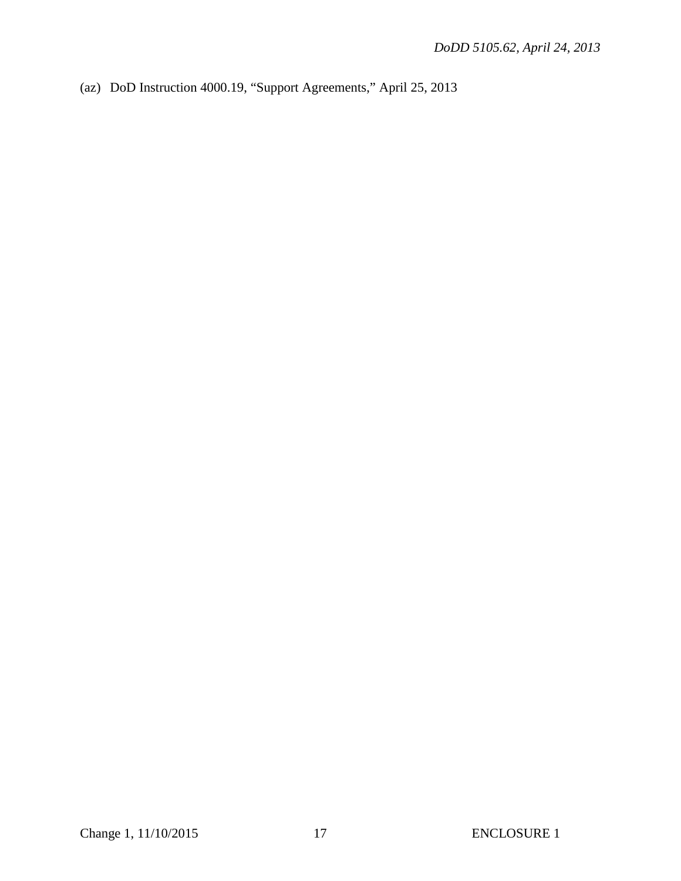(az) DoD Instruction 4000.19, “Support Agreements,” April 25, 2013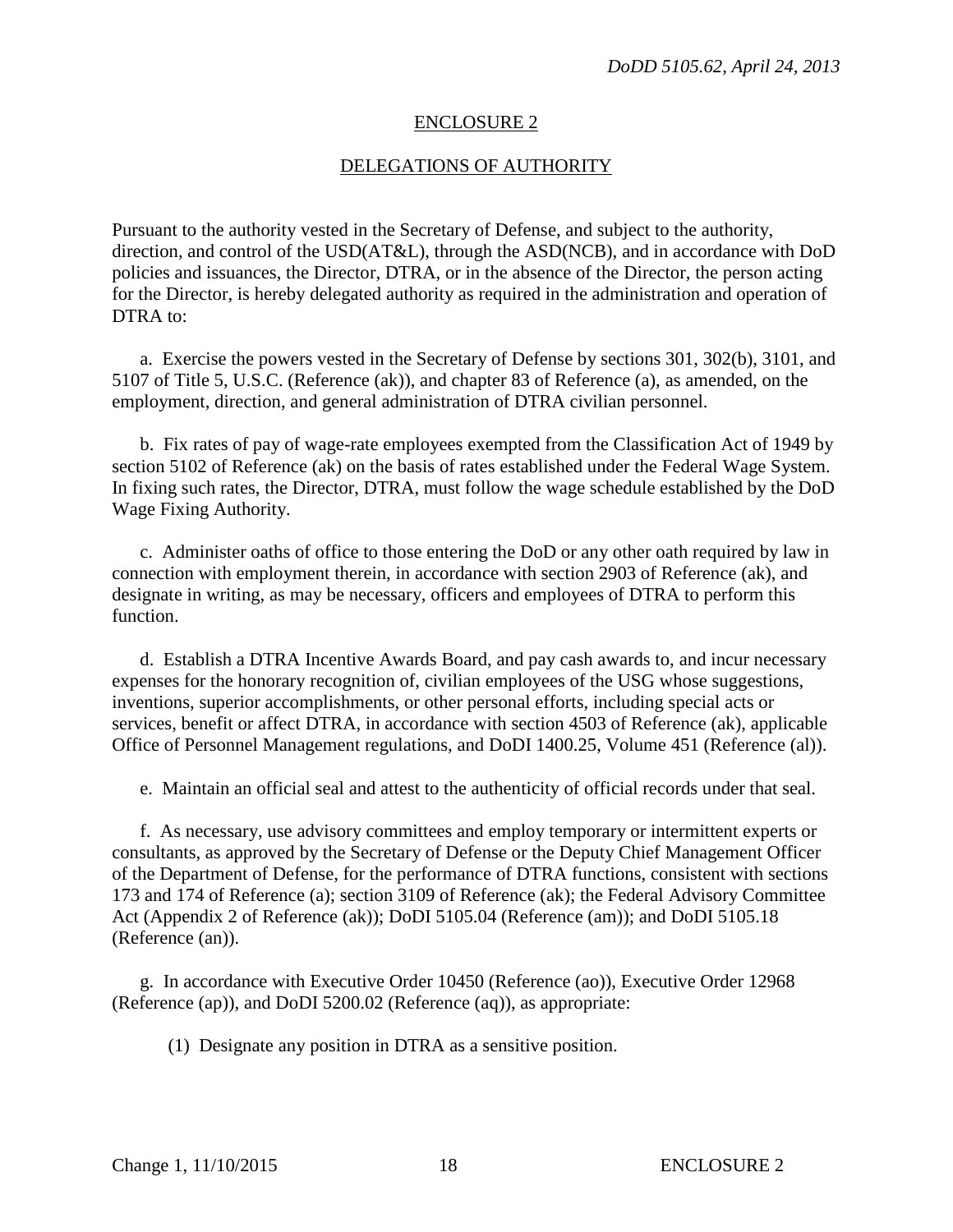## ENCLOSURE 2

## DELEGATIONS OF AUTHORITY

Pursuant to the authority vested in the Secretary of Defense, and subject to the authority, direction, and control of the USD(AT&L), through the ASD(NCB), and in accordance with DoD policies and issuances, the Director, DTRA, or in the absence of the Director, the person acting for the Director, is hereby delegated authority as required in the administration and operation of DTRA to:

a. Exercise the powers vested in the Secretary of Defense by sections 301, 302(b), 3101, and 5107 of Title 5, U.S.C. (Reference (ak)), and chapter 83 of Reference (a), as amended, on the employment, direction, and general administration of DTRA civilian personnel.

b. Fix rates of pay of wage-rate employees exempted from the Classification Act of 1949 by section 5102 of Reference (ak) on the basis of rates established under the Federal Wage System. In fixing such rates, the Director, DTRA, must follow the wage schedule established by the DoD Wage Fixing Authority.

c. Administer oaths of office to those entering the DoD or any other oath required by law in connection with employment therein, in accordance with section 2903 of Reference (ak), and designate in writing, as may be necessary, officers and employees of DTRA to perform this function.

d. Establish a DTRA Incentive Awards Board, and pay cash awards to, and incur necessary expenses for the honorary recognition of, civilian employees of the USG whose suggestions, inventions, superior accomplishments, or other personal efforts, including special acts or services, benefit or affect DTRA, in accordance with section 4503 of Reference (ak), applicable Office of Personnel Management regulations, and DoDI 1400.25, Volume 451 (Reference (al)).

e. Maintain an official seal and attest to the authenticity of official records under that seal.

f. As necessary, use advisory committees and employ temporary or intermittent experts or consultants, as approved by the Secretary of Defense or the Deputy Chief Management Officer of the Department of Defense, for the performance of DTRA functions, consistent with sections 173 and 174 of Reference (a); section 3109 of Reference (ak); the Federal Advisory Committee Act (Appendix 2 of Reference (ak)); DoDI 5105.04 (Reference (am)); and DoDI 5105.18 (Reference (an)).

g. In accordance with Executive Order 10450 (Reference (ao)), Executive Order 12968 (Reference (ap)), and DoDI 5200.02 (Reference (aq)), as appropriate:

(1) Designate any position in DTRA as a sensitive position.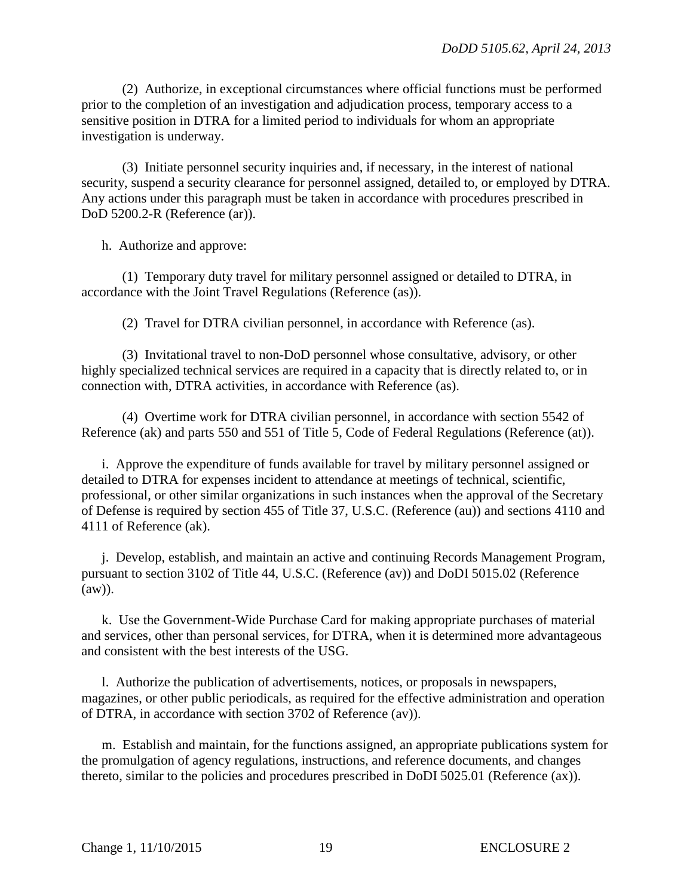(2) Authorize, in exceptional circumstances where official functions must be performed prior to the completion of an investigation and adjudication process, temporary access to a sensitive position in DTRA for a limited period to individuals for whom an appropriate investigation is underway.

(3) Initiate personnel security inquiries and, if necessary, in the interest of national security, suspend a security clearance for personnel assigned, detailed to, or employed by DTRA. Any actions under this paragraph must be taken in accordance with procedures prescribed in DoD 5200.2-R (Reference (ar)).

h. Authorize and approve:

(1) Temporary duty travel for military personnel assigned or detailed to DTRA, in accordance with the Joint Travel Regulations (Reference (as)).

(2) Travel for DTRA civilian personnel, in accordance with Reference (as).

(3) Invitational travel to non-DoD personnel whose consultative, advisory, or other highly specialized technical services are required in a capacity that is directly related to, or in connection with, DTRA activities, in accordance with Reference (as).

(4) Overtime work for DTRA civilian personnel, in accordance with section 5542 of Reference (ak) and parts 550 and 551 of Title 5, Code of Federal Regulations (Reference (at)).

i. Approve the expenditure of funds available for travel by military personnel assigned or detailed to DTRA for expenses incident to attendance at meetings of technical, scientific, professional, or other similar organizations in such instances when the approval of the Secretary of Defense is required by section 455 of Title 37, U.S.C. (Reference (au)) and sections 4110 and 4111 of Reference (ak).

j. Develop, establish, and maintain an active and continuing Records Management Program, pursuant to section 3102 of Title 44, U.S.C. (Reference (av)) and DoDI 5015.02 (Reference (aw)).

k. Use the Government-Wide Purchase Card for making appropriate purchases of material and services, other than personal services, for DTRA, when it is determined more advantageous and consistent with the best interests of the USG.

l. Authorize the publication of advertisements, notices, or proposals in newspapers, magazines, or other public periodicals, as required for the effective administration and operation of DTRA, in accordance with section 3702 of Reference (av)).

m. Establish and maintain, for the functions assigned, an appropriate publications system for the promulgation of agency regulations, instructions, and reference documents, and changes thereto, similar to the policies and procedures prescribed in DoDI 5025.01 (Reference (ax)).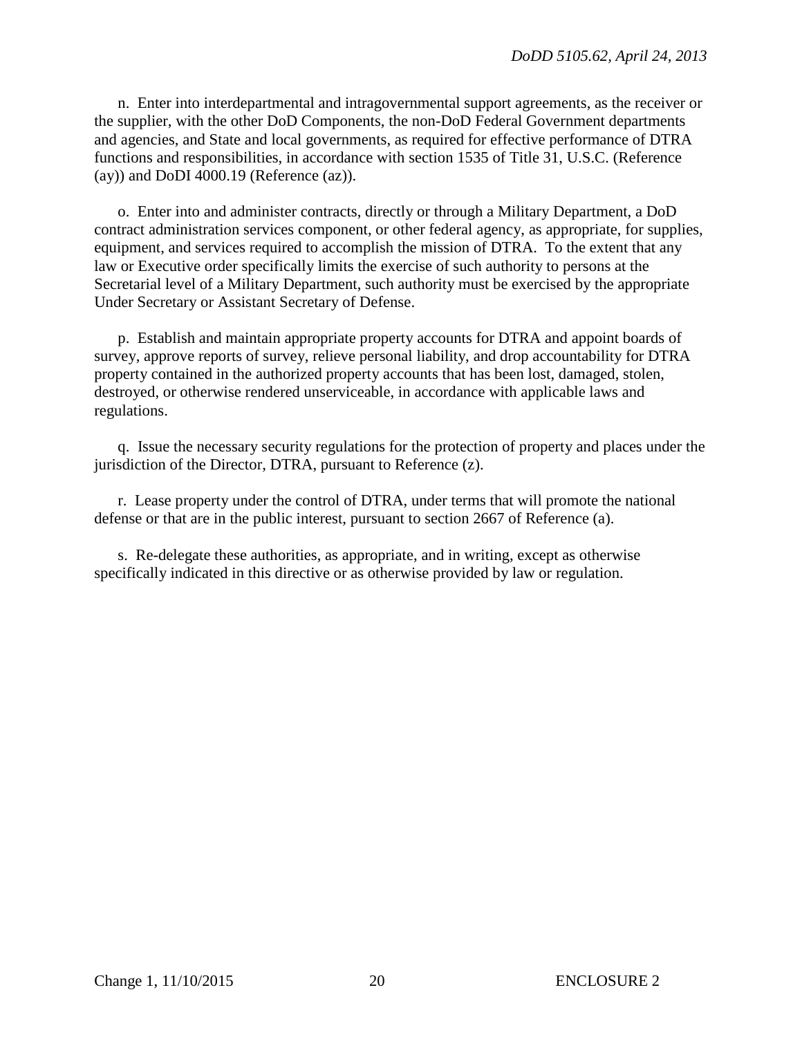n. Enter into interdepartmental and intragovernmental support agreements, as the receiver or the supplier, with the other DoD Components, the non-DoD Federal Government departments and agencies, and State and local governments, as required for effective performance of DTRA functions and responsibilities, in accordance with section 1535 of Title 31, U.S.C. (Reference (ay)) and DoDI 4000.19 (Reference (az)).

o. Enter into and administer contracts, directly or through a Military Department, a DoD contract administration services component, or other federal agency, as appropriate, for supplies, equipment, and services required to accomplish the mission of DTRA. To the extent that any law or Executive order specifically limits the exercise of such authority to persons at the Secretarial level of a Military Department, such authority must be exercised by the appropriate Under Secretary or Assistant Secretary of Defense.

p. Establish and maintain appropriate property accounts for DTRA and appoint boards of survey, approve reports of survey, relieve personal liability, and drop accountability for DTRA property contained in the authorized property accounts that has been lost, damaged, stolen, destroyed, or otherwise rendered unserviceable, in accordance with applicable laws and regulations.

q. Issue the necessary security regulations for the protection of property and places under the jurisdiction of the Director, DTRA, pursuant to Reference (z).

r. Lease property under the control of DTRA, under terms that will promote the national defense or that are in the public interest, pursuant to section 2667 of Reference (a).

s. Re-delegate these authorities, as appropriate, and in writing, except as otherwise specifically indicated in this directive or as otherwise provided by law or regulation.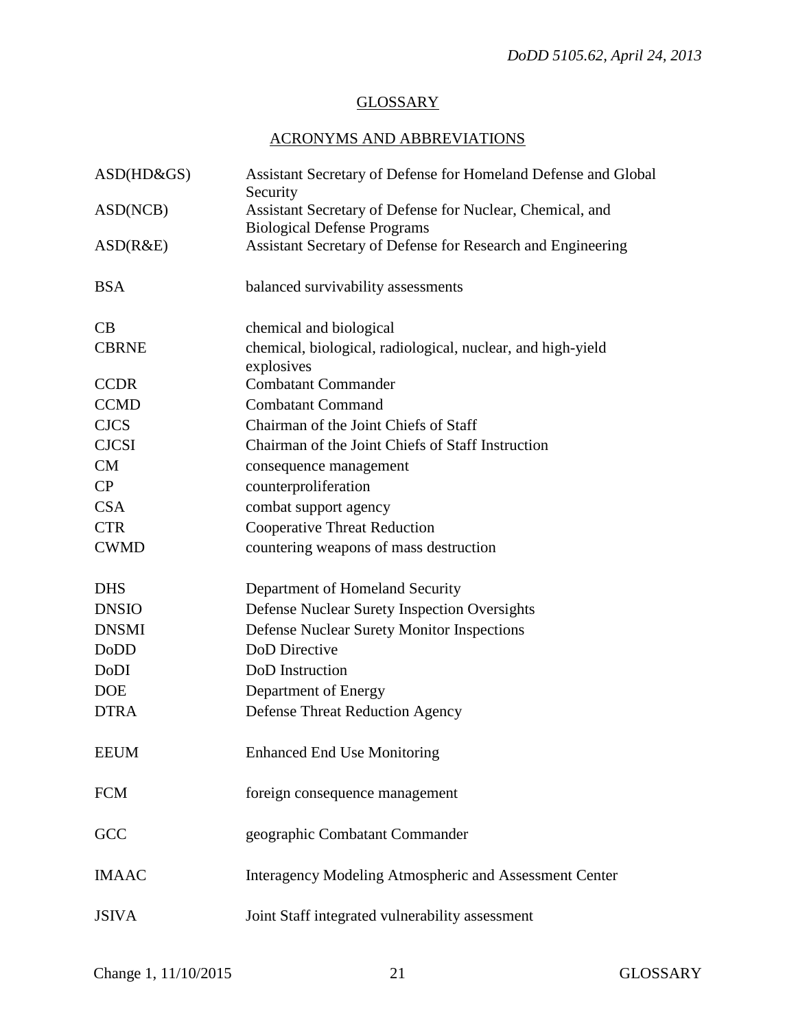## GLOSSARY

### ACRONYMS AND ABBREVIATIONS

| | |
|---|---|
| ASD(HD&GS) | Assistant Secretary of Defense for Homeland Defense and Global Security |
| ASD(NCB) | Assistant Secretary of Defense for Nuclear, Chemical, and Biological Defense Programs |
| ASD(R&E) | Assistant Secretary of Defense for Research and Engineering |
| BSA | balanced survivability assessments |
| CB | chemical and biological |
| CBRNE | chemical, biological, radiological, nuclear, and high-yield explosives |
| CCDR | Combatant Commander |
| CCMD | Combatant Command |
| CJCS | Chairman of the Joint Chiefs of Staff |
| CJCSI | Chairman of the Joint Chiefs of Staff Instruction |
| CM | consequence management |
| CP | counterproliferation |
| CSA | combat support agency |
| CTR | Cooperative Threat Reduction |
| CWMD | countering weapons of mass destruction |
| DHS | Department of Homeland Security |
| DNSIO | Defense Nuclear Surety Inspection Oversights |
| DNSMI | Defense Nuclear Surety Monitor Inspections |
| DoDD | DoD Directive |
| DoDI | DoD Instruction |
| DOE | Department of Energy |
| DTRA | Defense Threat Reduction Agency |
| EEUM | Enhanced End Use Monitoring |
| FCM | foreign consequence management |
| GCC | geographic Combatant Commander |
| IMAAC | Interagency Modeling Atmospheric and Assessment Center |
| JSIVA | Joint Staff integrated vulnerability assessment |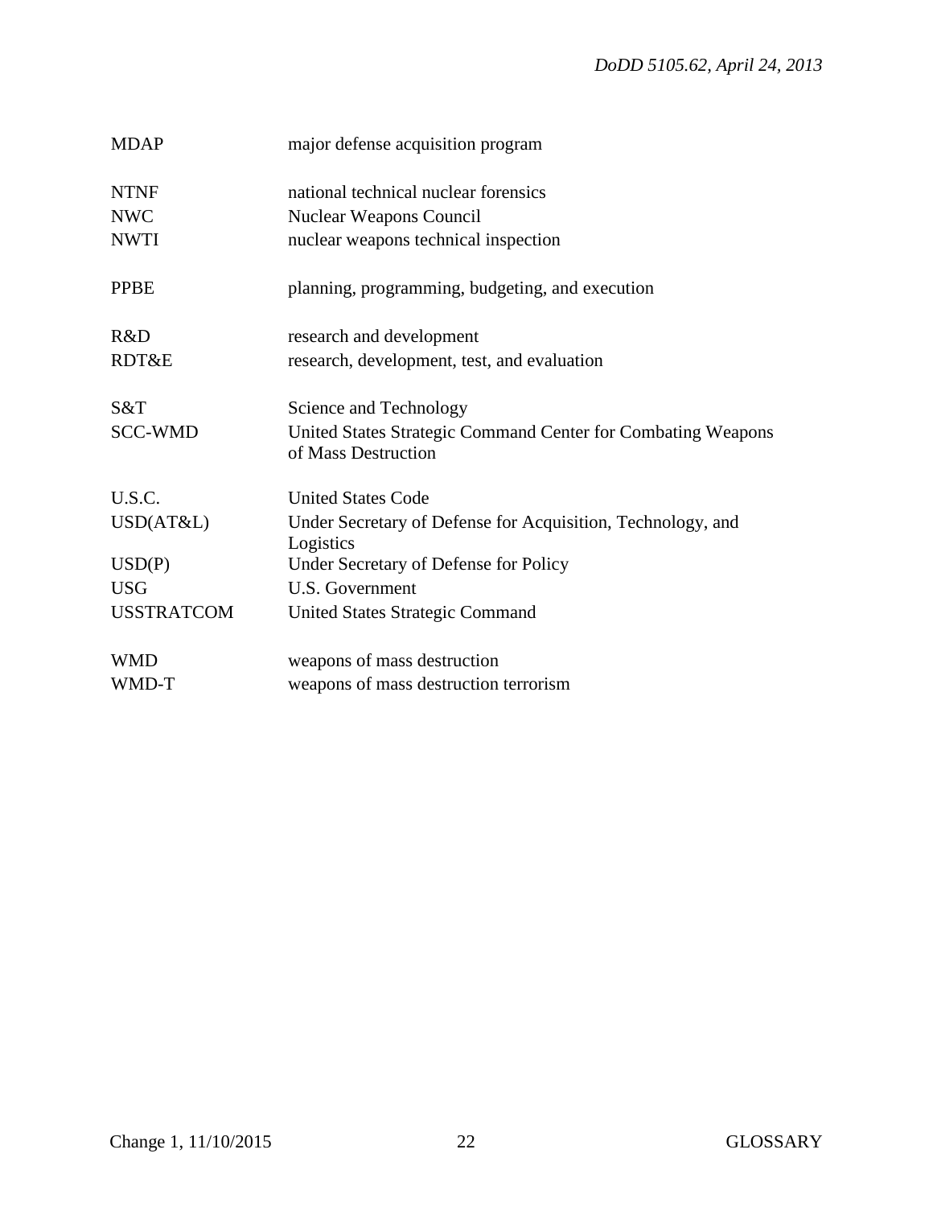| | |
|---|---|
| MDAP | major defense acquisition program |
| NTNF | national technical nuclear forensics |
| NWC | Nuclear Weapons Council |
| NWTI | nuclear weapons technical inspection |
| PPBE | planning, programming, budgeting, and execution |
| R&D | research and development |
| RDT&E | research, development, test, and evaluation |
| S&T | Science and Technology |
| SCC-WMD | United States Strategic Command Center for Combating Weapons of Mass Destruction |
| U.S.C. | United States Code |
| USD(AT&L) | Under Secretary of Defense for Acquisition, Technology, and Logistics |
| USD(P) | Under Secretary of Defense for Policy |
| USG | U.S. Government |
| USSTRATCOM | United States Strategic Command |
| WMD | weapons of mass destruction |
| WMD-T | weapons of mass destruction terrorism |